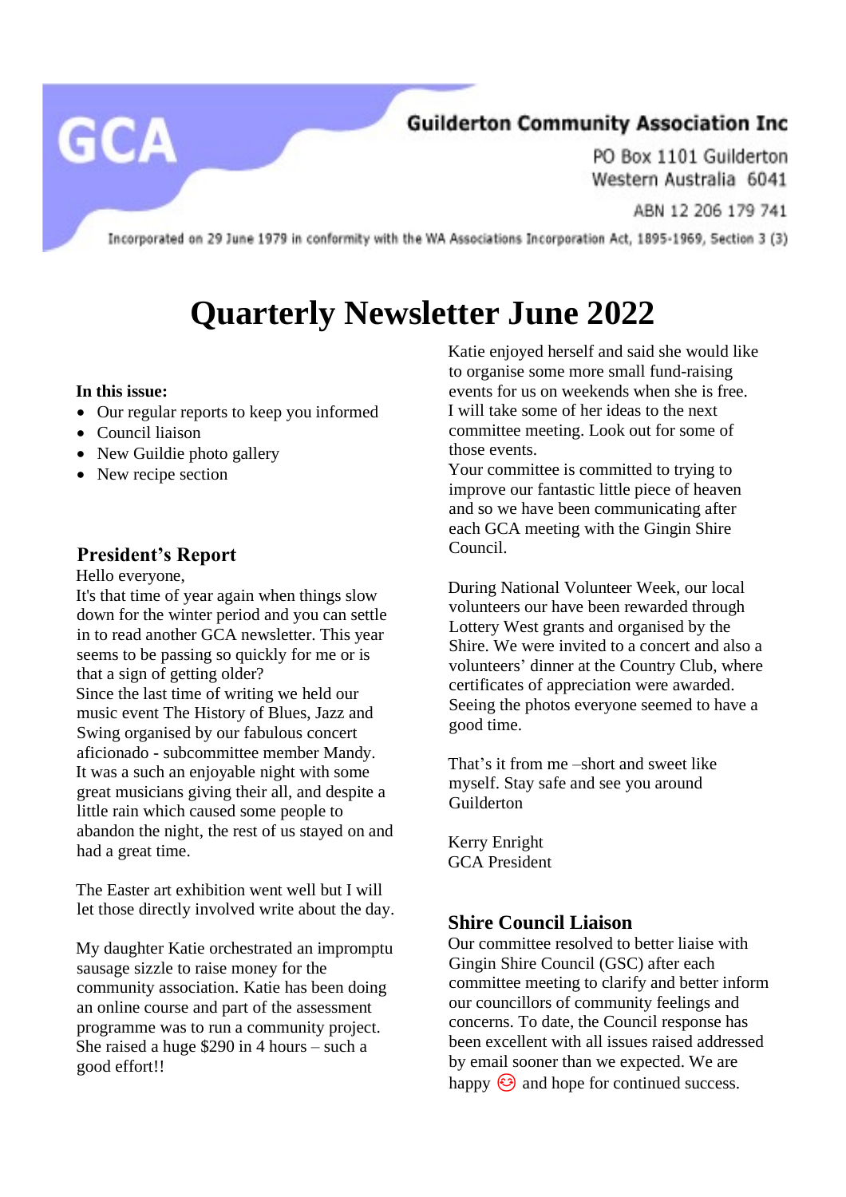GCA

**Guilderton Community Association Inc**

PO Box 1101 Guilderton
Western Australia 6041

ABN 12 206 179 741

Incorporated on 29 June 1979 in conformity with the WA Associations Incorporation Act, 1895-1969, Section 3 (3)

# Quarterly Newsletter June 2022

**In this issue:**

- Our regular reports to keep you informed
- Council liaison
- New Guildie photo gallery
- New recipe section

## President's Report

Hello everyone,
It's that time of year again when things slow down for the winter period and you can settle in to read another GCA newsletter. This year seems to be passing so quickly for me or is that a sign of getting older?
Since the last time of writing we held our music event The History of Blues, Jazz and Swing organised by our fabulous concert aficionado - subcommittee member Mandy. It was a such an enjoyable night with some great musicians giving their all, and despite a little rain which caused some people to abandon the night, the rest of us stayed on and had a great time.

The Easter art exhibition went well but I will let those directly involved write about the day.

My daughter Katie orchestrated an impromptu sausage sizzle to raise money for the community association. Katie has been doing an online course and part of the assessment programme was to run a community project. She raised a huge $290 in 4 hours – such a good effort!!
Katie enjoyed herself and said she would like to organise some more small fund-raising events for us on weekends when she is free. I will take some of her ideas to the next committee meeting. Look out for some of those events.
Your committee is committed to trying to improve our fantastic little piece of heaven and so we have been communicating after each GCA meeting with the Gingin Shire Council.

During National Volunteer Week, our local volunteers our have been rewarded through Lottery West grants and organised by the Shire. We were invited to a concert and also a volunteers' dinner at the Country Club, where certificates of appreciation were awarded. Seeing the photos everyone seemed to have a good time.

That's it from me –short and sweet like myself. Stay safe and see you around Guilderton

Kerry Enright
GCA President

## Shire Council Liaison

Our committee resolved to better liaise with Gingin Shire Council (GSC) after each committee meeting to clarify and better inform our councillors of community feelings and concerns. To date, the Council response has been excellent with all issues raised addressed by email sooner than we expected. We are happy 😊 and hope for continued success.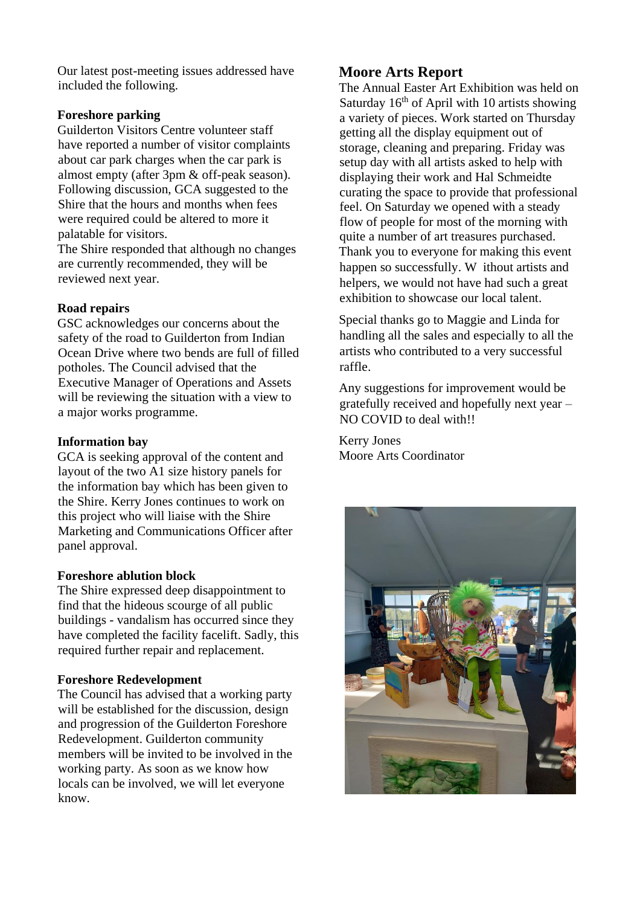Our latest post-meeting issues addressed have included the following.

**Foreshore parking**

Guilderton Visitors Centre volunteer staff have reported a number of visitor complaints about car park charges when the car park is almost empty (after 3pm & off-peak season). Following discussion, GCA suggested to the Shire that the hours and months when fees were required could be altered to more it palatable for visitors.

The Shire responded that although no changes are currently recommended, they will be reviewed next year.

**Road repairs**

GSC acknowledges our concerns about the safety of the road to Guilderton from Indian Ocean Drive where two bends are full of filled potholes. The Council advised that the Executive Manager of Operations and Assets will be reviewing the situation with a view to a major works programme.

**Information bay**

GCA is seeking approval of the content and layout of the two A1 size history panels for the information bay which has been given to the Shire. Kerry Jones continues to work on this project who will liaise with the Shire Marketing and Communications Officer after panel approval.

**Foreshore ablution block**

The Shire expressed deep disappointment to find that the hideous scourge of all public buildings - vandalism has occurred since they have completed the facility facelift. Sadly, this required further repair and replacement.

**Foreshore Redevelopment**

The Council has advised that a working party will be established for the discussion, design and progression of the Guilderton Foreshore Redevelopment. Guilderton community members will be invited to be involved in the working party. As soon as we know how locals can be involved, we will let everyone know.

## Moore Arts Report

The Annual Easter Art Exhibition was held on Saturday 16th of April with 10 artists showing a variety of pieces. Work started on Thursday getting all the display equipment out of storage, cleaning and preparing. Friday was setup day with all artists asked to help with displaying their work and Hal Schmeidte curating the space to provide that professional feel. On Saturday we opened with a steady flow of people for most of the morning with quite a number of art treasures purchased. Thank you to everyone for making this event happen so successfully. W ithout artists and helpers, we would not have had such a great exhibition to showcase our local talent.

Special thanks go to Maggie and Linda for handling all the sales and especially to all the artists who contributed to a very successful raffle.

Any suggestions for improvement would be gratefully received and hopefully next year – NO COVID to deal with!!

Kerry Jones
Moore Arts Coordinator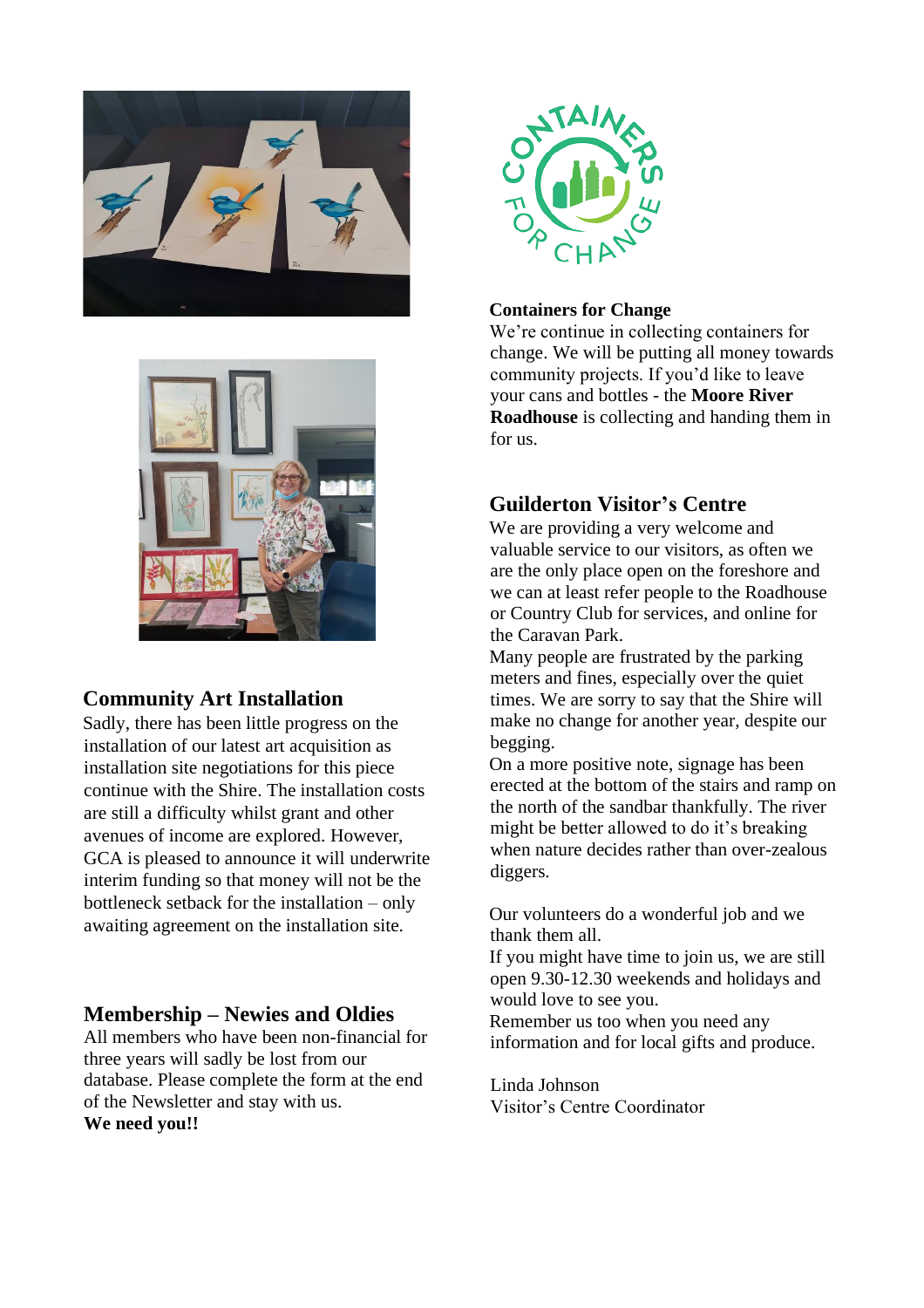## Community Art Installation

Sadly, there has been little progress on the installation of our latest art acquisition as installation site negotiations for this piece continue with the Shire. The installation costs are still a difficulty whilst grant and other avenues of income are explored. However, GCA is pleased to announce it will underwrite interim funding so that money will not be the bottleneck setback for the installation – only awaiting agreement on the installation site.

## Membership – Newies and Oldies

All members who have been non-financial for three years will sadly be lost from our database. Please complete the form at the end of the Newsletter and stay with us.
**We need you!!**

**Containers for Change**
We're continue in collecting containers for change. We will be putting all money towards community projects. If you'd like to leave your cans and bottles - the **Moore River Roadhouse** is collecting and handing them in for us.

## Guilderton Visitor's Centre

We are providing a very welcome and valuable service to our visitors, as often we are the only place open on the foreshore and we can at least refer people to the Roadhouse or Country Club for services, and online for the Caravan Park.
Many people are frustrated by the parking meters and fines, especially over the quiet times. We are sorry to say that the Shire will make no change for another year, despite our begging.
On a more positive note, signage has been erected at the bottom of the stairs and ramp on the north of the sandbar thankfully. The river might be better allowed to do it's breaking when nature decides rather than over-zealous diggers.

Our volunteers do a wonderful job and we thank them all.
If you might have time to join us, we are still open 9.30-12.30 weekends and holidays and would love to see you.
Remember us too when you need any information and for local gifts and produce.

Linda Johnson
Visitor's Centre Coordinator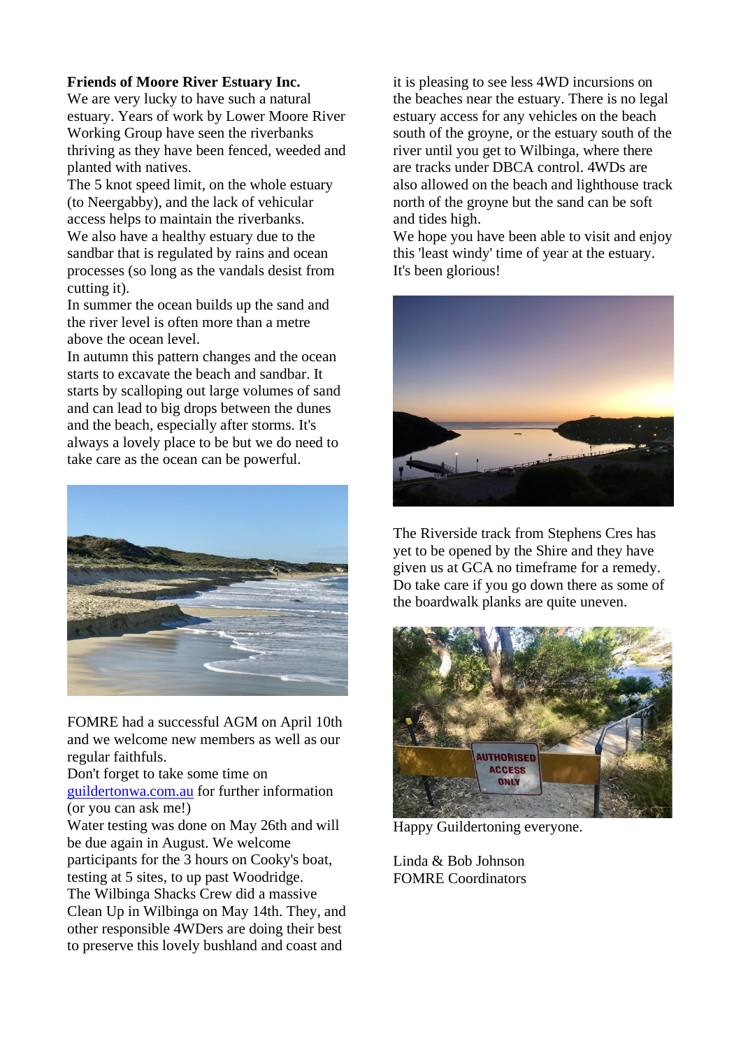**Friends of Moore River Estuary Inc.**

We are very lucky to have such a natural estuary. Years of work by Lower Moore River Working Group have seen the riverbanks thriving as they have been fenced, weeded and planted with natives.

The 5 knot speed limit, on the whole estuary (to Neergabby), and the lack of vehicular access helps to maintain the riverbanks.

We also have a healthy estuary due to the sandbar that is regulated by rains and ocean processes (so long as the vandals desist from cutting it).

In summer the ocean builds up the sand and the river level is often more than a metre above the ocean level.

In autumn this pattern changes and the ocean starts to excavate the beach and sandbar. It starts by scalloping out large volumes of sand and can lead to big drops between the dunes and the beach, especially after storms. It's always a lovely place to be but we do need to take care as the ocean can be powerful.

FOMRE had a successful AGM on April 10th and we welcome new members as well as our regular faithfuls.

Don't forget to take some time on [guildertonwa.com.au](guildertonwa.com.au) for further information (or you can ask me!)

Water testing was done on May 26th and will be due again in August. We welcome participants for the 3 hours on Cooky's boat, testing at 5 sites, to up past Woodridge.

The Wilbinga Shacks Crew did a massive Clean Up in Wilbinga on May 14th. They, and other responsible 4WDers are doing their best to preserve this lovely bushland and coast and it is pleasing to see less 4WD incursions on the beaches near the estuary. There is no legal estuary access for any vehicles on the beach south of the groyne, or the estuary south of the river until you get to Wilbinga, where there are tracks under DBCA control. 4WDs are also allowed on the beach and lighthouse track north of the groyne but the sand can be soft and tides high.

We hope you have been able to visit and enjoy this 'least windy' time of year at the estuary. It's been glorious!

The Riverside track from Stephens Cres has yet to be opened by the Shire and they have given us at GCA no timeframe for a remedy. Do take care if you go down there as some of the boardwalk planks are quite uneven.

Happy Guilderton­ing everyone.

Linda & Bob Johnson
FOMRE Coordinators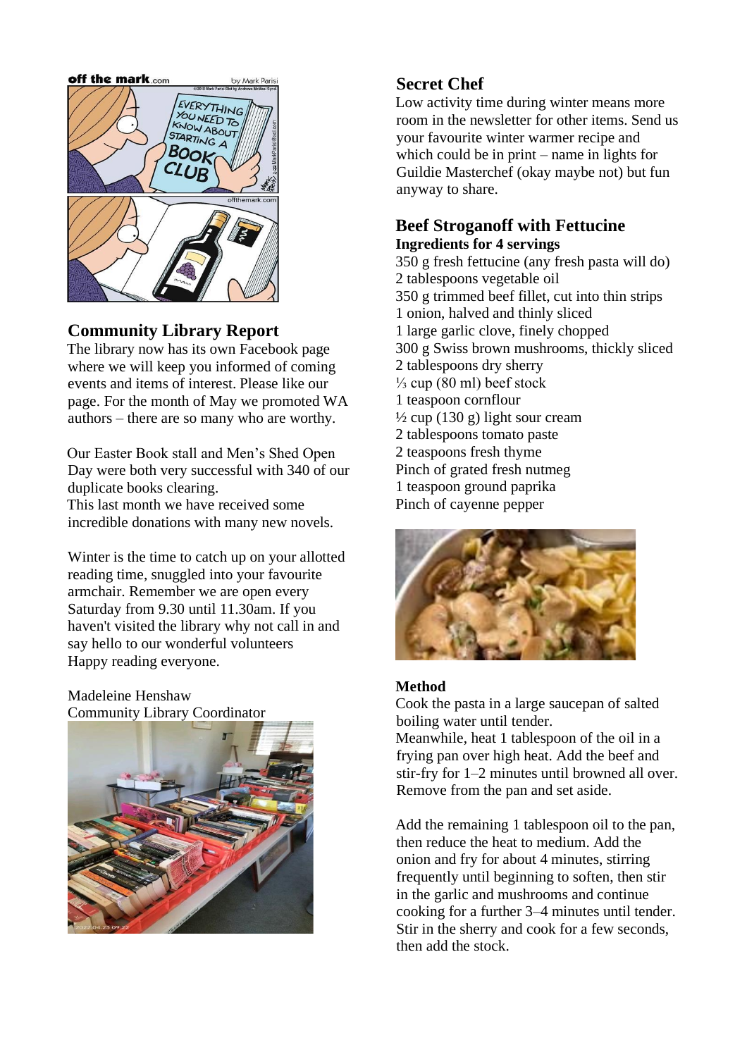## Community Library Report

The library now has its own Facebook page where we will keep you informed of coming events and items of interest. Please like our page. For the month of May we promoted WA authors – there are so many who are worthy.

Our Easter Book stall and Men's Shed Open Day were both very successful with 340 of our duplicate books clearing.
This last month we have received some incredible donations with many new novels.

Winter is the time to catch up on your allotted reading time, snuggled into your favourite armchair. Remember we are open every Saturday from 9.30 until 11.30am. If you haven't visited the library why not call in and say hello to our wonderful volunteers
Happy reading everyone.

Madeleine Henshaw
Community Library Coordinator

## Secret Chef

Low activity time during winter means more room in the newsletter for other items. Send us your favourite winter warmer recipe and which could be in print – name in lights for Guildie Masterchef (okay maybe but fun anyway to share.

## Beef Stroganoff with Fettucine

**Ingredients for 4 servings**

350 g fresh fettucine (any fresh pasta will do)
2 tablespoons vegetable oil
350 g trimmed beef fillet, cut into thin strips
1 onion, halved and thinly sliced
1 large garlic clove, finely chopped
300 g Swiss brown mushrooms, thickly sliced
2 tablespoons dry sherry
⅓ cup (80 ml) beef stock
1 teaspoon cornflour
½ cup (130 g) light sour cream
2 tablespoons tomato paste
2 teaspoons fresh thyme
Pinch of grated fresh nutmeg
1 teaspoon ground paprika
Pinch of cayenne pepper

**Method**

Cook the pasta in a large saucepan of salted boiling water until tender.
Meanwhile, heat 1 tablespoon of the oil in a frying pan over high heat. Add the beef and stir-fry for 1–2 minutes until browned all over. Remove from the pan and set aside.

Add the remaining 1 tablespoon oil to the pan, then reduce the heat to medium. Add the onion and fry for about 4 minutes, stirring frequently until beginning to soften, then stir in the garlic and mushrooms and continue cooking for a further 3–4 minutes until tender. Stir in the sherry and cook for a few seconds, then add the stock.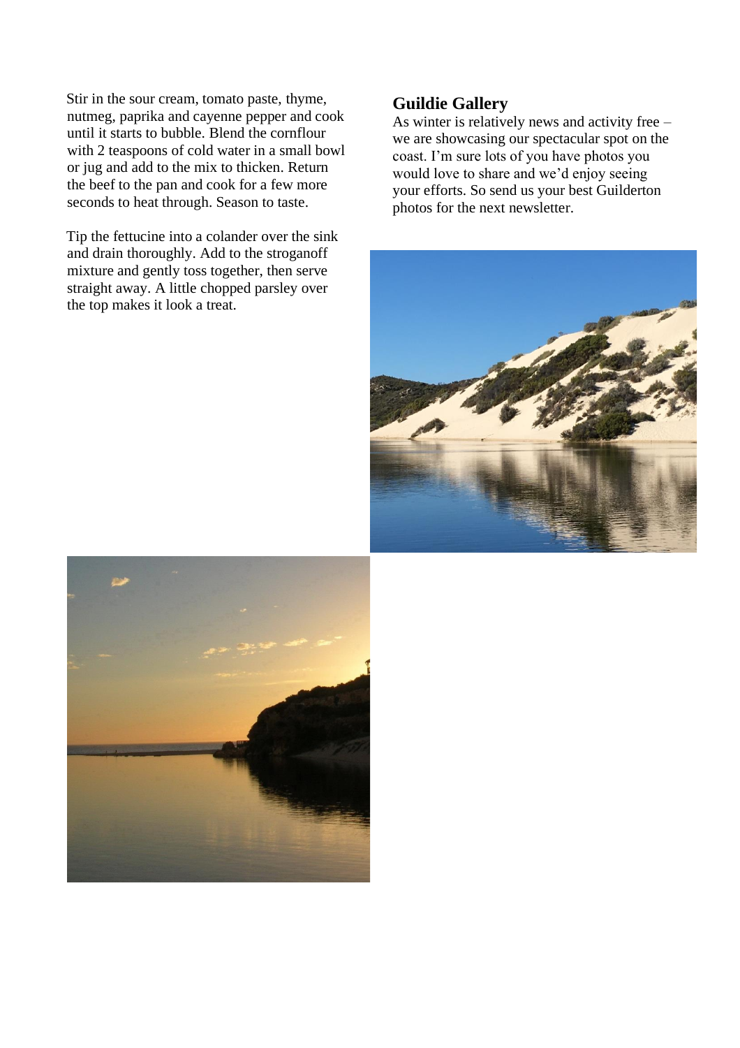Stir in the sour cream, tomato paste, thyme, nutmeg, paprika and cayenne pepper and cook until it starts to bubble. Blend the cornflour with 2 teaspoons of cold water in a small bowl or jug and add to the mix to thicken. Return the beef to the pan and cook for a few more seconds to heat through. Season to taste.

Tip the fettucine into a colander over the sink and drain thoroughly. Add to the stroganoff mixture and gently toss together, then serve straight away. A little chopped parsley over the top makes it look a treat.

## Guildie Gallery

As winter is relatively news and activity free – we are showcasing our spectacular spot on the coast. I'm sure lots of you have photos you would love to share and we'd enjoy seeing your efforts. So send us your best Guilderton photos for the next newsletter.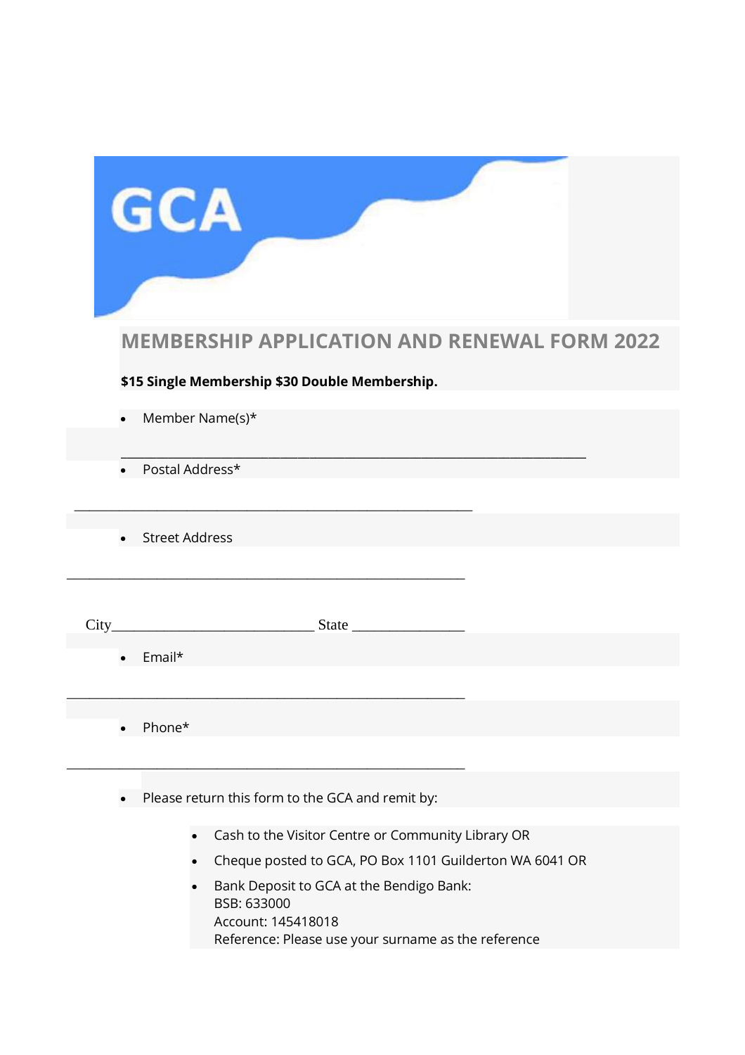GCA

# MEMBERSHIP APPLICATION AND RENEWAL FORM 2022

**$15 Single Membership $30 Double Membership.**

- Member Name(s)*

\_\_\_\_\_\_\_\_\_\_\_\_\_\_\_\_\_\_\_\_\_\_\_\_\_\_\_\_\_\_\_\_\_\_\_\_\_\_\_\_\_\_\_\_\_\_\_\_\_\_\_\_\_\_\_\_\_\_\_\_

- Postal Address*

\_\_\_\_\_\_\_\_\_\_\_\_\_\_\_\_\_\_\_\_\_\_\_\_\_\_\_\_\_\_\_\_\_\_\_\_\_\_\_\_\_\_\_\_\_\_\_\_\_\_\_\_\_\_\_\_\_\_\_\_

- Street Address

\_\_\_\_\_\_\_\_\_\_\_\_\_\_\_\_\_\_\_\_\_\_\_\_\_\_\_\_\_\_\_\_\_\_\_\_\_\_\_\_\_\_\_\_\_\_\_\_\_\_\_\_\_\_\_\_\_\_\_\_

City\_\_\_\_\_\_\_\_\_\_\_\_\_\_\_\_\_\_\_\_\_\_\_\_\_\_\_\_\_ State \_\_\_\_\_\_\_\_\_\_\_\_\_\_\_\_

- Email*

\_\_\_\_\_\_\_\_\_\_\_\_\_\_\_\_\_\_\_\_\_\_\_\_\_\_\_\_\_\_\_\_\_\_\_\_\_\_\_\_\_\_\_\_\_\_\_\_\_\_\_\_\_\_\_\_\_\_\_\_

- Phone*

\_\_\_\_\_\_\_\_\_\_\_\_\_\_\_\_\_\_\_\_\_\_\_\_\_\_\_\_\_\_\_\_\_\_\_\_\_\_\_\_\_\_\_\_\_\_\_\_\_\_\_\_\_\_\_\_\_\_\_\_

- Please return this form to the GCA and remit by:
    - Cash to the Visitor Centre or Community Library OR
    - Cheque posted to GCA, PO Box 1101 Guilderton WA 6041 OR
    - Bank Deposit to GCA at the Bendigo Bank:
      BSB: 633000
      Account: 145418018
      Reference: Please use your surname as the reference